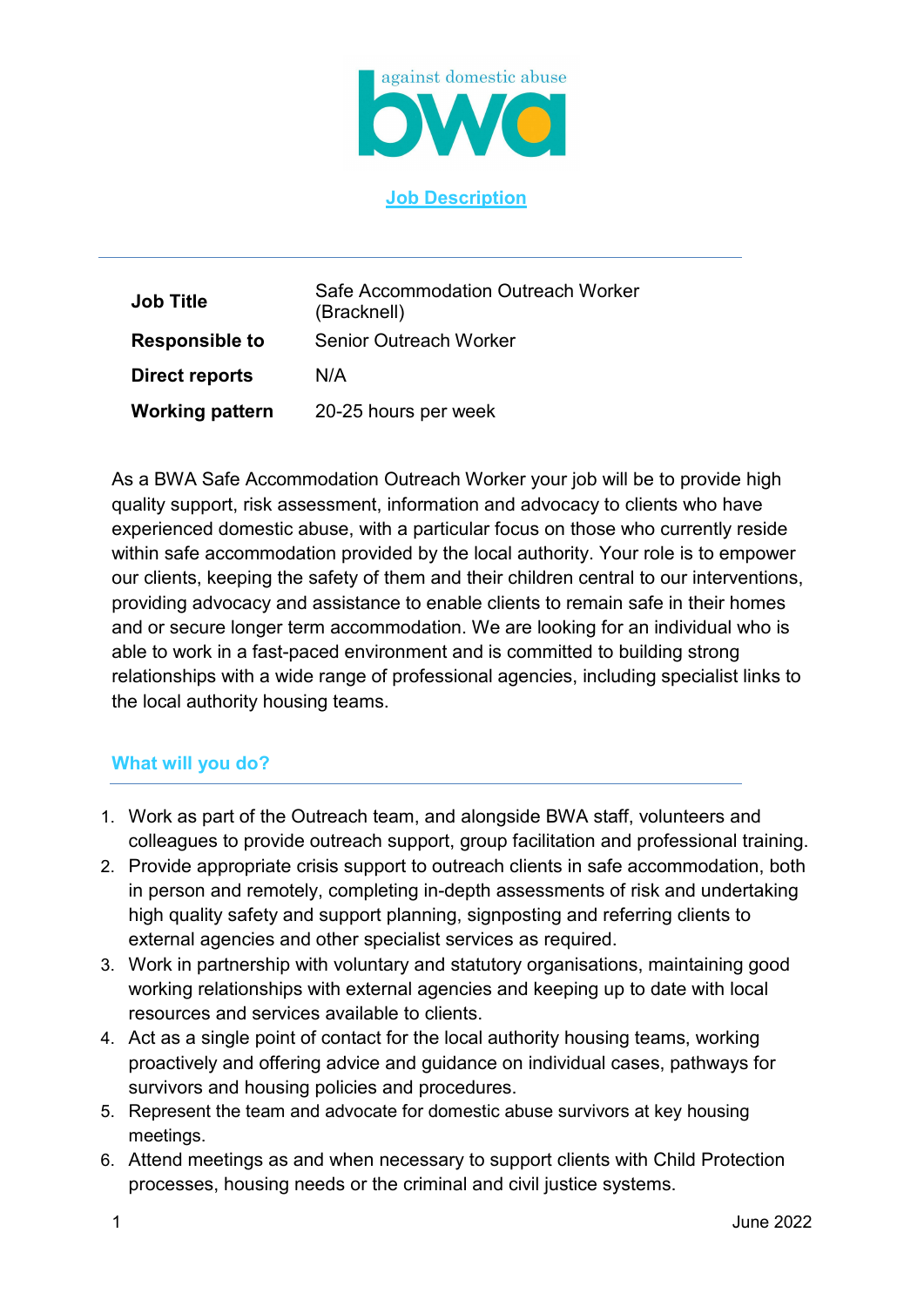against domestic abuse

bwa

# Job Description

| | |
|---|---|
| **Job Title** | Safe Accommodation Outreach Worker (Bracknell) |
| **Responsible to** | Senior Outreach Worker |
| **Direct reports** | N/A |
| **Working pattern** | 20-25 hours per week |

As a BWA Safe Accommodation Outreach Worker your job will be to provide high quality support, risk assessment, information and advocacy to clients who have experienced domestic abuse, with a particular focus on those who currently reside within safe accommodation provided by the local authority. Your role is to empower our clients, keeping the safety of them and their children central to our interventions, providing advocacy and assistance to enable clients to remain safe in their homes and or secure longer term accommodation. We are looking for an individual who is able to work in a fast-paced environment and is committed to building strong relationships with a wide range of professional agencies, including specialist links to the local authority housing teams.

## What will you do?

1. Work as part of the Outreach team, and alongside BWA staff, volunteers and colleagues to provide outreach support, group facilitation and professional training.
2. Provide appropriate crisis support to outreach clients in safe accommodation, both in person and remotely, completing in-depth assessments of risk and undertaking high quality safety and support planning, signposting and referring clients to external agencies and other specialist services as required.
3. Work in partnership with voluntary and statutory organisations, maintaining good working relationships with external agencies and keeping up to date with local resources and services available to clients.
4. Act as a single point of contact for the local authority housing teams, working proactively and offering advice and guidance on individual cases, pathways for survivors and housing policies and procedures.
5. Represent the team and advocate for domestic abuse survivors at key housing meetings.
6. Attend meetings as and when necessary to support clients with Child Protection processes, housing needs or the criminal and civil justice systems.

June 2022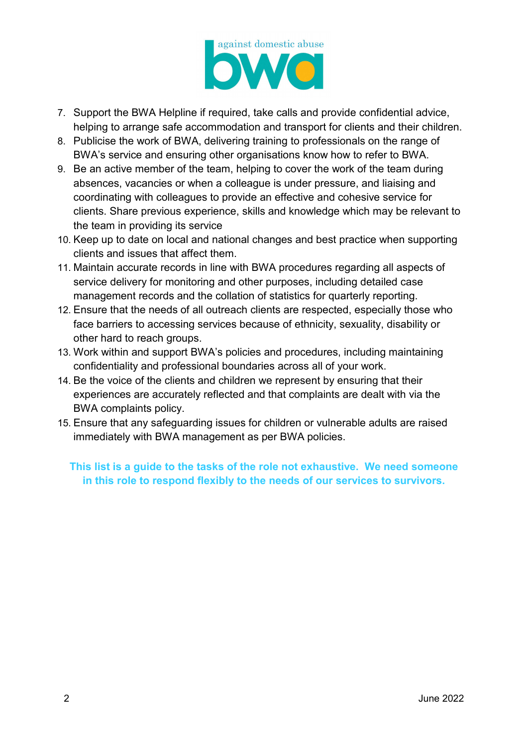7. Support the BWA Helpline if required, take calls and provide confidential advice, helping to arrange safe accommodation and transport for clients and their children.
8. Publicise the work of BWA, delivering training to professionals on the range of BWA's service and ensuring other organisations know how to refer to BWA.
9. Be an active member of the team, helping to cover the work of the team during absences, vacancies or when a colleague is under pressure, and liaising and coordinating with colleagues to provide an effective and cohesive service for clients. Share previous experience, skills and knowledge which may be relevant to the team in providing its service
10. Keep up to date on local and national changes and best practice when supporting clients and issues that affect them.
11. Maintain accurate records in line with BWA procedures regarding all aspects of service delivery for monitoring and other purposes, including detailed case management records and the collation of statistics for quarterly reporting.
12. Ensure that the needs of all outreach clients are respected, especially those who face barriers to accessing services because of ethnicity, sexuality, disability or other hard to reach groups.
13. Work within and support BWA's policies and procedures, including maintaining confidentiality and professional boundaries across all of your work.
14. Be the voice of the clients and children we represent by ensuring that their experiences are accurately reflected and that complaints are dealt with via the BWA complaints policy.
15. Ensure that any safeguarding issues for children or vulnerable adults are raised immediately with BWA management as per BWA policies.

**This list is a guide to the tasks of the role not exhaustive. We need someone in this role to respond flexibly to the needs of our services to survivors.**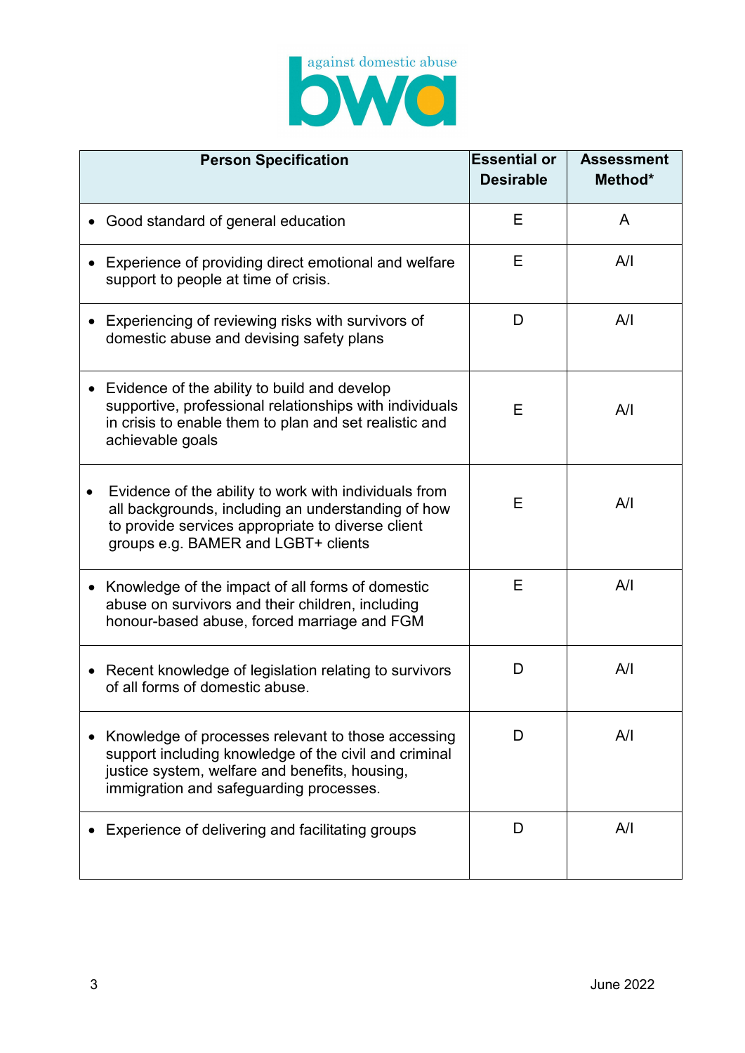| Person Specification | Essential or Desirable | Assessment Method* |
|---|---|---|
| • Good standard of general education | E | A |
| • Experience of providing direct emotional and welfare support to people at time of crisis. | E | A/I |
| • Experiencing of reviewing risks with survivors of domestic abuse and devising safety plans | D | A/I |
| • Evidence of the ability to build and develop supportive, professional relationships with individuals in crisis to enable them to plan and set realistic and achievable goals | E | A/I |
| • Evidence of the ability to work with individuals from all backgrounds, including an understanding of how to provide services appropriate to diverse client groups e.g. BAMER and LGBT+ clients | E | A/I |
| • Knowledge of the impact of all forms of domestic abuse on survivors and their children, including honour-based abuse, forced marriage and FGM | E | A/I |
| • Recent knowledge of legislation relating to survivors of all forms of domestic abuse. | D | A/I |
| • Knowledge of processes relevant to those accessing support including knowledge of the civil and criminal justice system, welfare and benefits, housing, immigration and safeguarding processes. | D | A/I |
| • Experience of delivering and facilitating groups | D | A/I |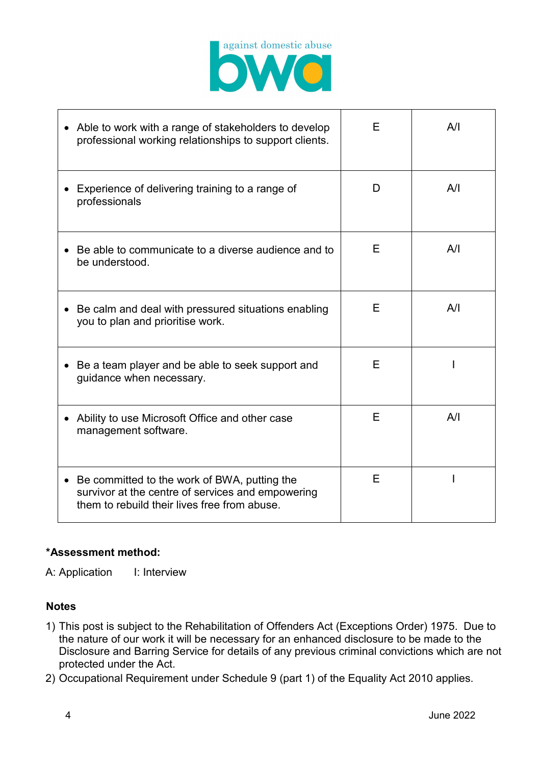| | | |
|---|---|---|
| • Able to work with a range of stakeholders to develop professional working relationships to support clients. | E | A/I |
| • Experience of delivering training to a range of professionals | D | A/I |
| • Be able to communicate to a diverse audience and to be understood. | E | A/I |
| • Be calm and deal with pressured situations enabling you to plan and prioritise work. | E | A/I |
| • Be a team player and be able to seek support and guidance when necessary. | E | I |
| • Ability to use Microsoft Office and other case management software. | E | A/I |
| • Be committed to the work of BWA, putting the survivor at the centre of services and empowering them to rebuild their lives free from abuse. | E | I |

**\*Assessment method:**

A: Application      I: Interview

**Notes**

1) This post is subject to the Rehabilitation of Offenders Act (Exceptions Order) 1975. Due to the nature of our work it will be necessary for an enhanced disclosure to be made to the Disclosure and Barring Service for details of any previous criminal convictions which are not protected under the Act.
2) Occupational Requirement under Schedule 9 (part 1) of the Equality Act 2010 applies.